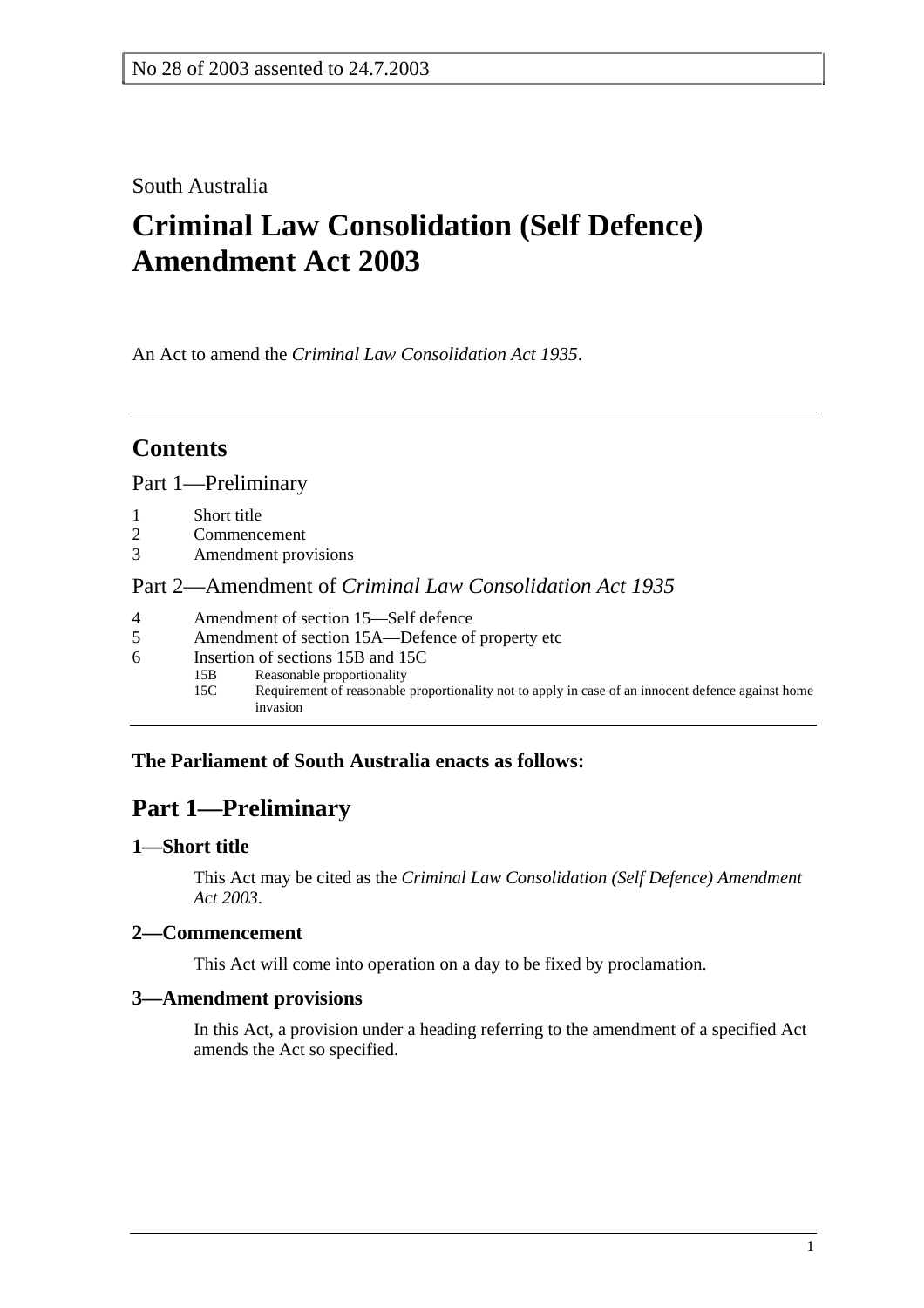No 28 of 2003 assented to 24.7.2003

South Australia

# Criminal Law Consolidation (Self Defence) Amendment Act 2003

An Act to amend the *Criminal Law Consolidation Act 1935*.

## Contents

Part 1—Preliminary

1 Short title
2 Commencement
3 Amendment provisions

Part 2—Amendment of *Criminal Law Consolidation Act 1935*

4 Amendment of section 15—Self defence
5 Amendment of section 15A—Defence of property etc
6 Insertion of sections 15B and 15C
 15B Reasonable proportionality
 15C Requirement of reasonable proportionality not to apply in case of an innocent defence against home invasion

**The Parliament of South Australia enacts as follows:**

## Part 1—Preliminary

### 1—Short title

This Act may be cited as the *Criminal Law Consolidation (Self Defence) Amendment Act 2003*.

### 2—Commencement

This Act will come into operation on a day to be fixed by proclamation.

### 3—Amendment provisions

In this Act, a provision under a heading referring to the amendment of a specified Act amends the Act so specified.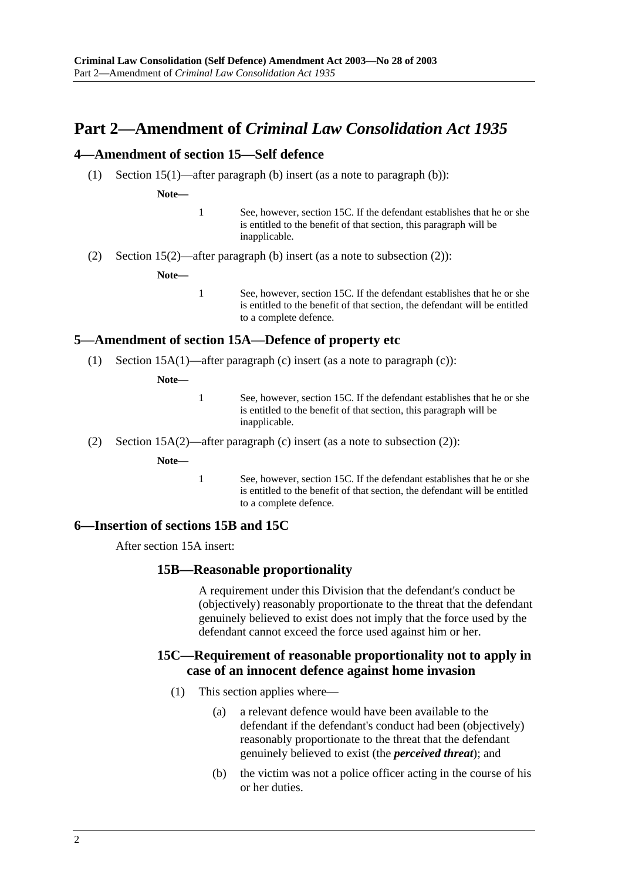# Part 2—Amendment of *Criminal Law Consolidation Act 1935*

## 4—Amendment of section 15—Self defence

(1) Section 15(1)—after paragraph (b) insert (as a note to paragraph (b)):

**Note—**

1 See, however, section 15C. If the defendant establishes that he or she is entitled to the benefit of that section, this paragraph will be inapplicable.

(2) Section 15(2)—after paragraph (b) insert (as a note to subsection (2)):

**Note—**

1 See, however, section 15C. If the defendant establishes that he or she is entitled to the benefit of that section, the defendant will be entitled to a complete defence.

## 5—Amendment of section 15A—Defence of property etc

(1) Section 15A(1)—after paragraph (c) insert (as a note to paragraph (c)):

**Note—**

1 See, however, section 15C. If the defendant establishes that he or she is entitled to the benefit of that section, this paragraph will be inapplicable.

(2) Section 15A(2)—after paragraph (c) insert (as a note to subsection (2)):

**Note—**

1 See, however, section 15C. If the defendant establishes that he or she is entitled to the benefit of that section, the defendant will be entitled to a complete defence.

## 6—Insertion of sections 15B and 15C

After section 15A insert:

### 15B—Reasonable proportionality

A requirement under this Division that the defendant's conduct be (objectively) reasonably proportionate to the threat that the defendant genuinely believed to exist does not imply that the force used by the defendant cannot exceed the force used against him or her.

### 15C—Requirement of reasonable proportionality not to apply in case of an innocent defence against home invasion

(1) This section applies where—

(a) a relevant defence would have been available to the defendant if the defendant's conduct had been (objectively) reasonably proportionate to the threat that the defendant genuinely believed to exist (the ***perceived threat***); and

(b) the victim was not a police officer acting in the course of his or her duties.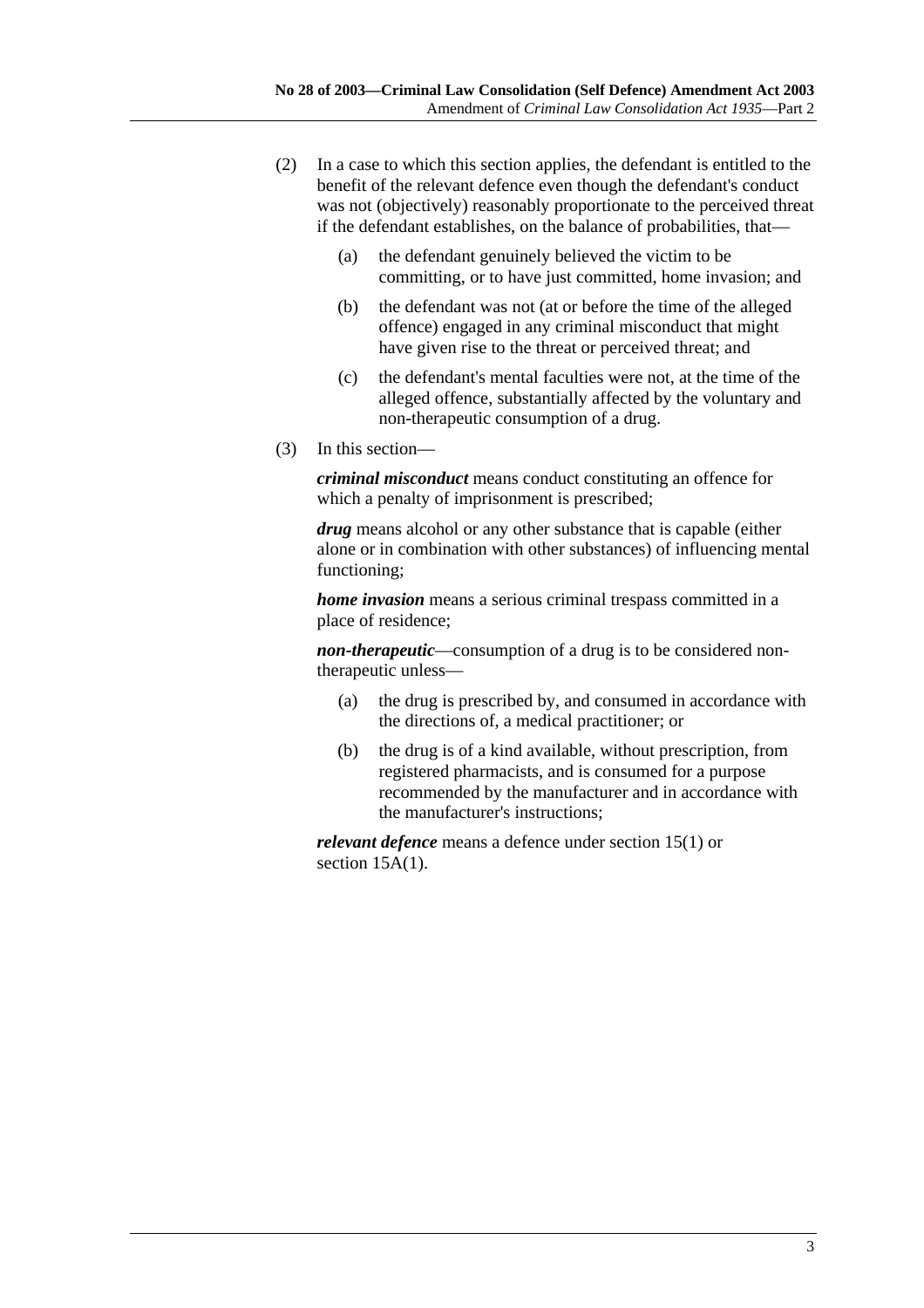(2) In a case to which this section applies, the defendant is entitled to the benefit of the relevant defence even though the defendant's conduct was not (objectively) reasonably proportionate to the perceived threat if the defendant establishes, on the balance of probabilities, that—

 (a) the defendant genuinely believed the victim to be committing, or to have just committed, home invasion; and

 (b) the defendant was not (at or before the time of the alleged offence) engaged in any criminal misconduct that might have given rise to the threat or perceived threat; and

 (c) the defendant's mental faculties were not, at the time of the alleged offence, substantially affected by the voluntary and non-therapeutic consumption of a drug.

(3) In this section—

***criminal misconduct*** means conduct constituting an offence for which a penalty of imprisonment is prescribed;

***drug*** means alcohol or any other substance that is capable (either alone or in combination with other substances) of influencing mental functioning;

***home invasion*** means a serious criminal trespass committed in a place of residence;

***non-therapeutic***—consumption of a drug is to be considered non-therapeutic unless—

 (a) the drug is prescribed by, and consumed in accordance with the directions of, a medical practitioner; or

 (b) the drug is of a kind available, without prescription, from registered pharmacists, and is consumed for a purpose recommended by the manufacturer and in accordance with the manufacturer's instructions;

***relevant defence*** means a defence under section 15(1) or section 15A(1).